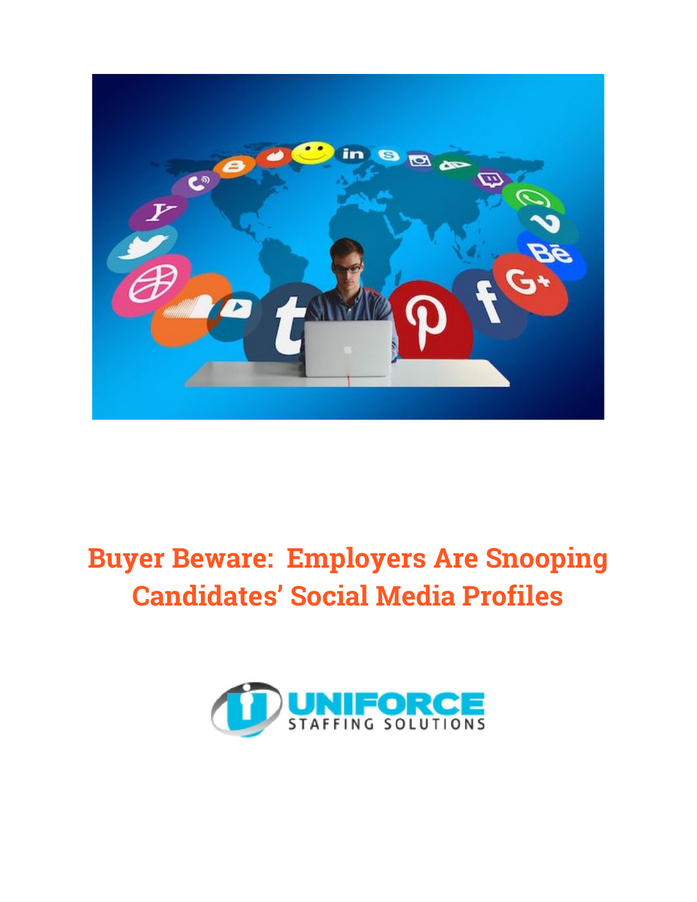# Buyer Beware: Employers Are Snooping Candidates' Social Media Profiles

UNIFORCE STAFFING SOLUTIONS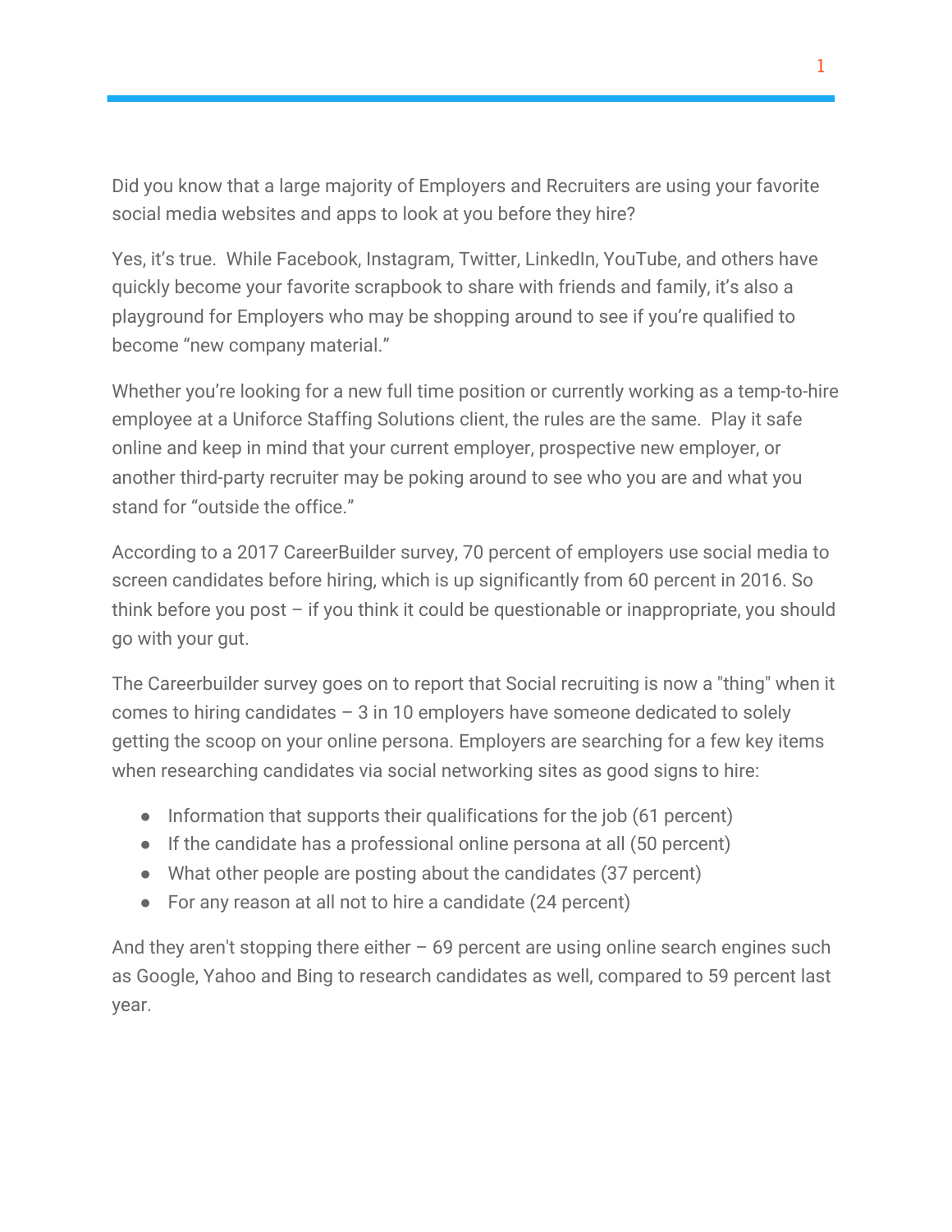Did you know that a large majority of Employers and Recruiters are using your favorite social media websites and apps to look at you before they hire?

Yes, it's true.  While Facebook, Instagram, Twitter, LinkedIn, YouTube, and others have quickly become your favorite scrapbook to share with friends and family, it's also a playground for Employers who may be shopping around to see if you're qualified to become "new company material."

Whether you're looking for a new full time position or currently working as a temp-to-hire employee at a Uniforce Staffing Solutions client, the rules are the same.  Play it safe online and keep in mind that your current employer, prospective new employer, or another third-party recruiter may be poking around to see who you are and what you stand for "outside the office."

According to a 2017 CareerBuilder survey, 70 percent of employers use social media to screen candidates before hiring, which is up significantly from 60 percent in 2016. So think before you post – if you think it could be questionable or inappropriate, you should go with your gut.

The Careerbuilder survey goes on to report that Social recruiting is now a "thing" when it comes to hiring candidates – 3 in 10 employers have someone dedicated to solely getting the scoop on your online persona. Employers are searching for a few key items when researching candidates via social networking sites as good signs to hire:

- Information that supports their qualifications for the job (61 percent)
- If the candidate has a professional online persona at all (50 percent)
- What other people are posting about the candidates (37 percent)
- For any reason at all not to hire a candidate (24 percent)

And they aren't stopping there either – 69 percent are using online search engines such as Google, Yahoo and Bing to research candidates as well, compared to 59 percent last year.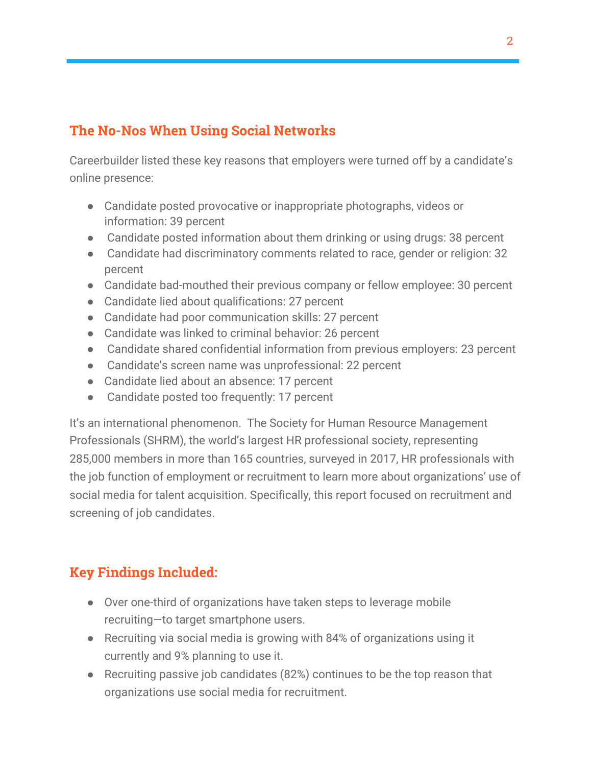## The No-Nos When Using Social Networks

Careerbuilder listed these key reasons that employers were turned off by a candidate's online presence:

- Candidate posted provocative or inappropriate photographs, videos or information: 39 percent
- Candidate posted information about them drinking or using drugs: 38 percent
- Candidate had discriminatory comments related to race, gender or religion: 32 percent
- Candidate bad-mouthed their previous company or fellow employee: 30 percent
- Candidate lied about qualifications: 27 percent
- Candidate had poor communication skills: 27 percent
- Candidate was linked to criminal behavior: 26 percent
- Candidate shared confidential information from previous employers: 23 percent
- Candidate's screen name was unprofessional: 22 percent
- Candidate lied about an absence: 17 percent
- Candidate posted too frequently: 17 percent

It's an international phenomenon. The Society for Human Resource Management Professionals (SHRM), the world's largest HR professional society, representing 285,000 members in more than 165 countries, surveyed in 2017, HR professionals with the job function of employment or recruitment to learn more about organizations' use of social media for talent acquisition. Specifically, this report focused on recruitment and screening of job candidates.

## Key Findings Included:

- Over one-third of organizations have taken steps to leverage mobile recruiting—to target smartphone users.
- Recruiting via social media is growing with 84% of organizations using it currently and 9% planning to use it.
- Recruiting passive job candidates (82%) continues to be the top reason that organizations use social media for recruitment.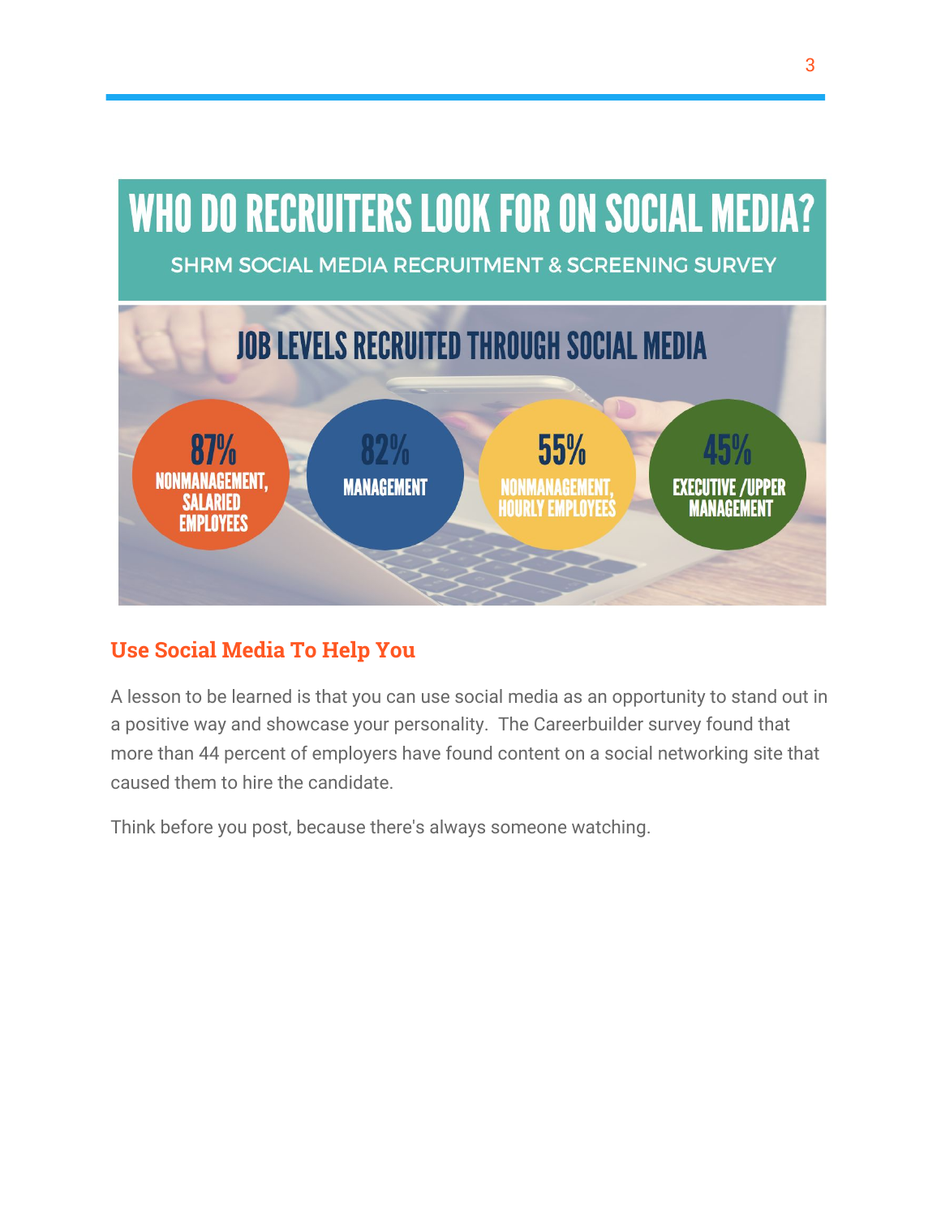# WHO DO RECRUITERS LOOK FOR ON SOCIAL MEDIA?

SHRM SOCIAL MEDIA RECRUITMENT & SCREENING SURVEY

## JOB LEVELS RECRUITED THROUGH SOCIAL MEDIA

- **87%** NONMANAGEMENT, SALARIED EMPLOYEES
- **82%** MANAGEMENT
- **55%** NONMANAGEMENT, HOURLY EMPLOYEES
- **45%** EXECUTIVE /UPPER MANAGEMENT

## Use Social Media To Help You

A lesson to be learned is that you can use social media as an opportunity to stand out in a positive way and showcase your personality. The Careerbuilder survey found that more than 44 percent of employers have found content on a social networking site that caused them to hire the candidate.

Think before you post, because there's always someone watching.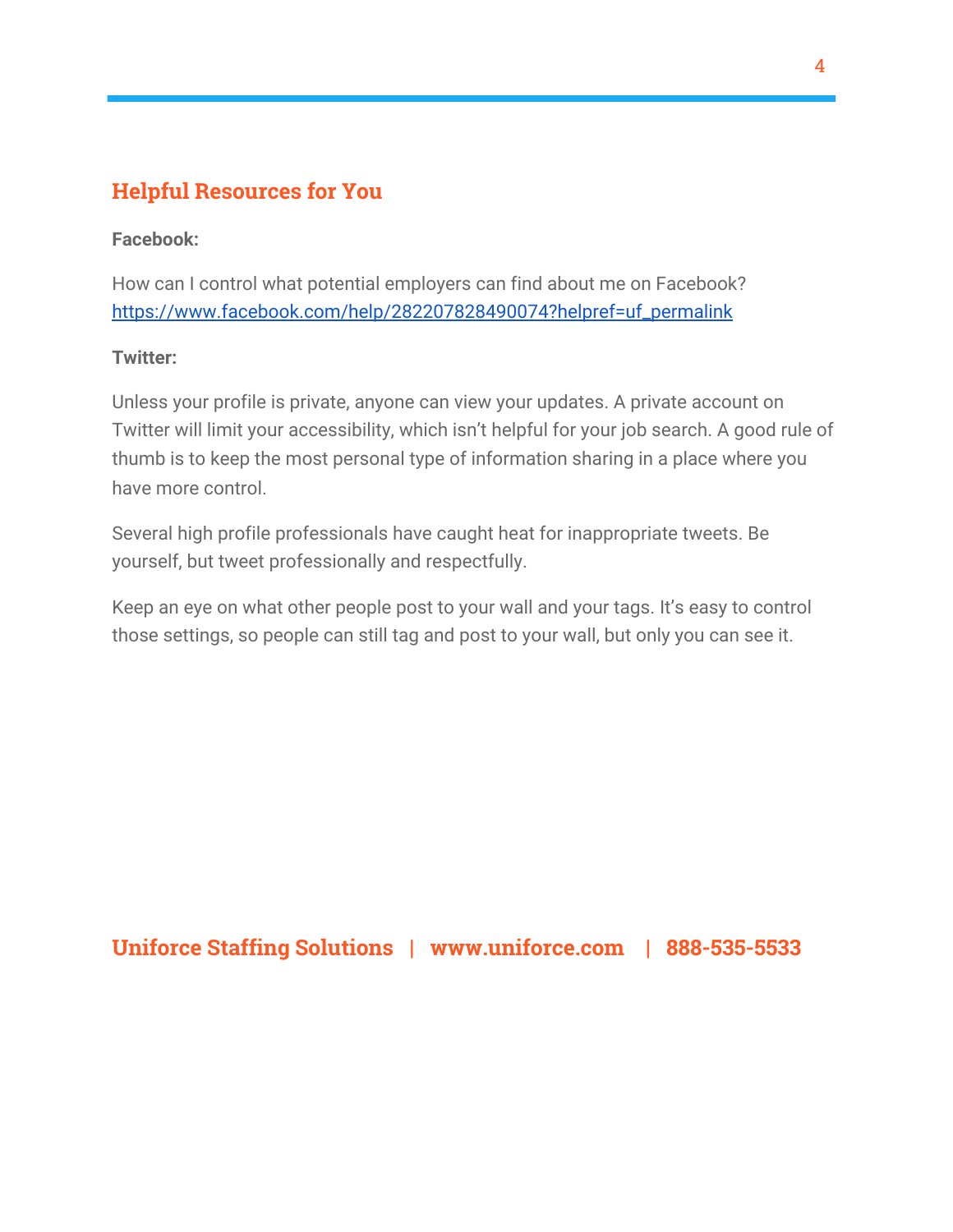## Helpful Resources for You

**Facebook:**

How can I control what potential employers can find about me on Facebook?
https://www.facebook.com/help/282207828490074?helpref=uf_permalink

**Twitter:**

Unless your profile is private, anyone can view your updates. A private account on Twitter will limit your accessibility, which isn't helpful for your job search. A good rule of thumb is to keep the most personal type of information sharing in a place where you have more control.

Several high profile professionals have caught heat for inappropriate tweets. Be yourself, but tweet professionally and respectfully.

Keep an eye on what other people post to your wall and your tags. It's easy to control those settings, so people can still tag and post to your wall, but only you can see it.